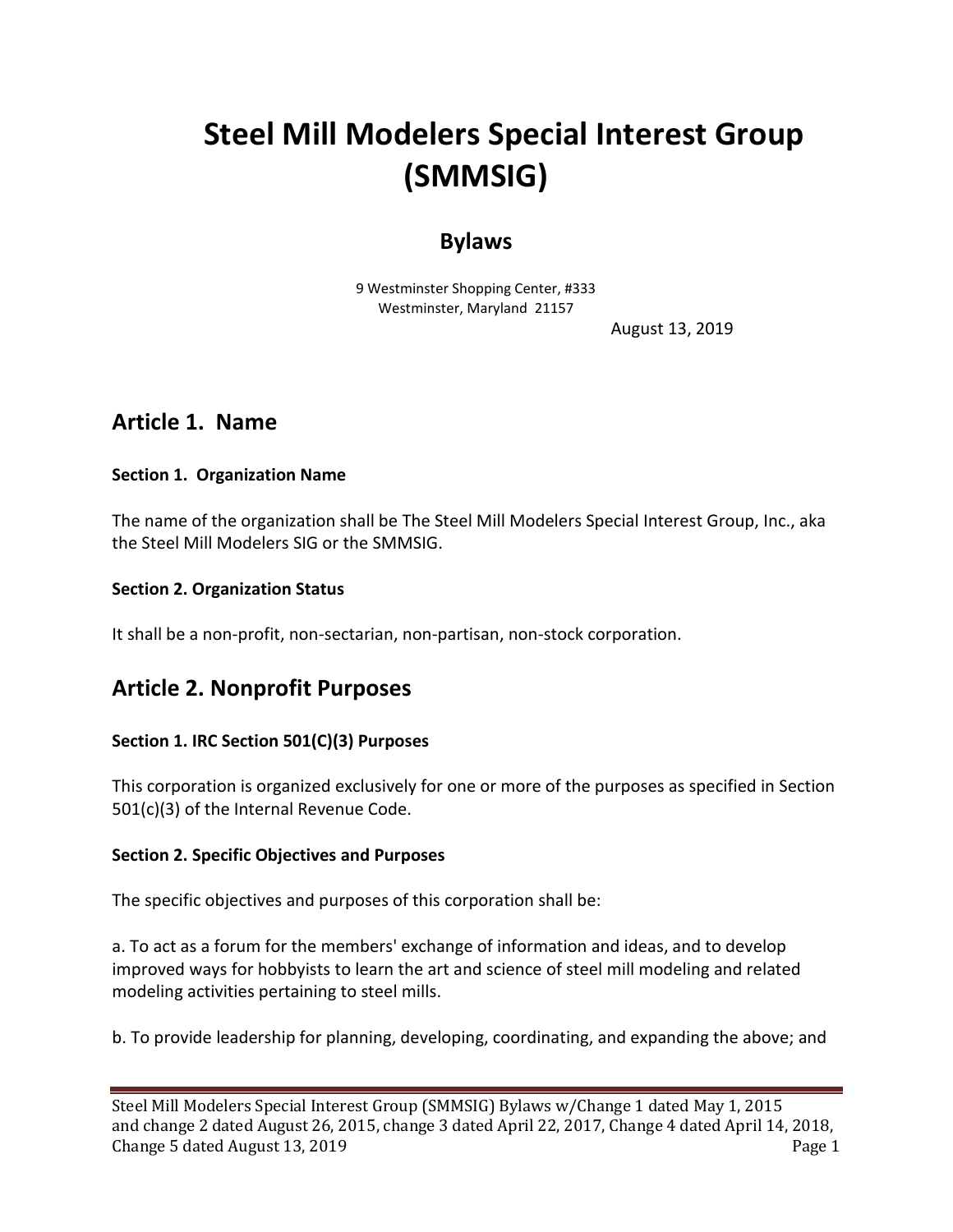# Steel Mill Modelers Special Interest Group (SMMSIG)

## Bylaws

9 Westminster Shopping Center, #333
Westminster, Maryland 21157

August 13, 2019

## Article 1. Name

### Section 1. Organization Name

The name of the organization shall be The Steel Mill Modelers Special Interest Group, Inc., aka the Steel Mill Modelers SIG or the SMMSIG.

### Section 2. Organization Status

It shall be a non-profit, non-sectarian, non-partisan, non-stock corporation.

## Article 2. Nonprofit Purposes

### Section 1. IRC Section 501(C)(3) Purposes

This corporation is organized exclusively for one or more of the purposes as specified in Section 501(c)(3) of the Internal Revenue Code.

### Section 2. Specific Objectives and Purposes

The specific objectives and purposes of this corporation shall be:

a. To act as a forum for the members' exchange of information and ideas, and to develop improved ways for hobbyists to learn the art and science of steel mill modeling and related modeling activities pertaining to steel mills.

b. To provide leadership for planning, developing, coordinating, and expanding the above; and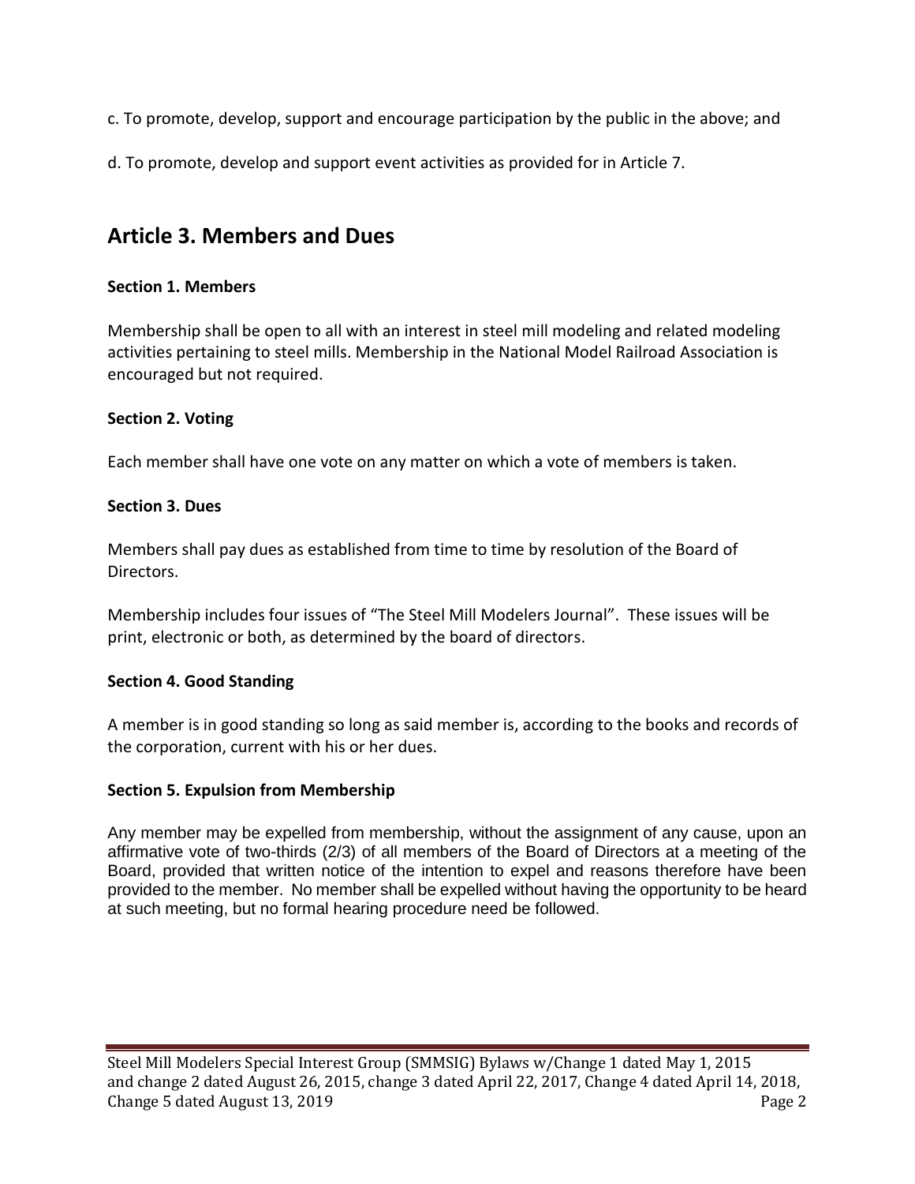c. To promote, develop, support and encourage participation by the public in the above; and

d. To promote, develop and support event activities as provided for in Article 7.

## Article 3. Members and Dues

### Section 1. Members

Membership shall be open to all with an interest in steel mill modeling and related modeling activities pertaining to steel mills. Membership in the National Model Railroad Association is encouraged but not required.

### Section 2. Voting

Each member shall have one vote on any matter on which a vote of members is taken.

### Section 3. Dues

Members shall pay dues as established from time to time by resolution of the Board of Directors.

Membership includes four issues of "The Steel Mill Modelers Journal". These issues will be print, electronic or both, as determined by the board of directors.

### Section 4. Good Standing

A member is in good standing so long as said member is, according to the books and records of the corporation, current with his or her dues.

### Section 5. Expulsion from Membership

Any member may be expelled from membership, without the assignment of any cause, upon an affirmative vote of two-thirds (2/3) of all members of the Board of Directors at a meeting of the Board, provided that written notice of the intention to expel and reasons therefore have been provided to the member. No member shall be expelled without having the opportunity to be heard at such meeting, but no formal hearing procedure need be followed.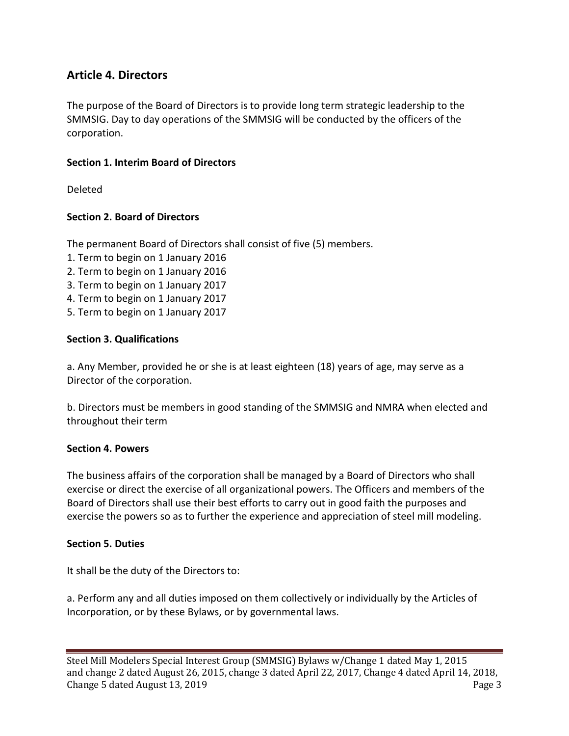## Article 4. Directors

The purpose of the Board of Directors is to provide long term strategic leadership to the SMMSIG. Day to day operations of the SMMSIG will be conducted by the officers of the corporation.

### Section 1. Interim Board of Directors

Deleted

### Section 2. Board of Directors

The permanent Board of Directors shall consist of five (5) members.

1. Term to begin on 1 January 2016
2. Term to begin on 1 January 2016
3. Term to begin on 1 January 2017
4. Term to begin on 1 January 2017
5. Term to begin on 1 January 2017

### Section 3. Qualifications

a. Any Member, provided he or she is at least eighteen (18) years of age, may serve as a Director of the corporation.

b. Directors must be members in good standing of the SMMSIG and NMRA when elected and throughout their term

### Section 4. Powers

The business affairs of the corporation shall be managed by a Board of Directors who shall exercise or direct the exercise of all organizational powers. The Officers and members of the Board of Directors shall use their best efforts to carry out in good faith the purposes and exercise the powers so as to further the experience and appreciation of steel mill modeling.

### Section 5. Duties

It shall be the duty of the Directors to:

a. Perform any and all duties imposed on them collectively or individually by the Articles of Incorporation, or by these Bylaws, or by governmental laws.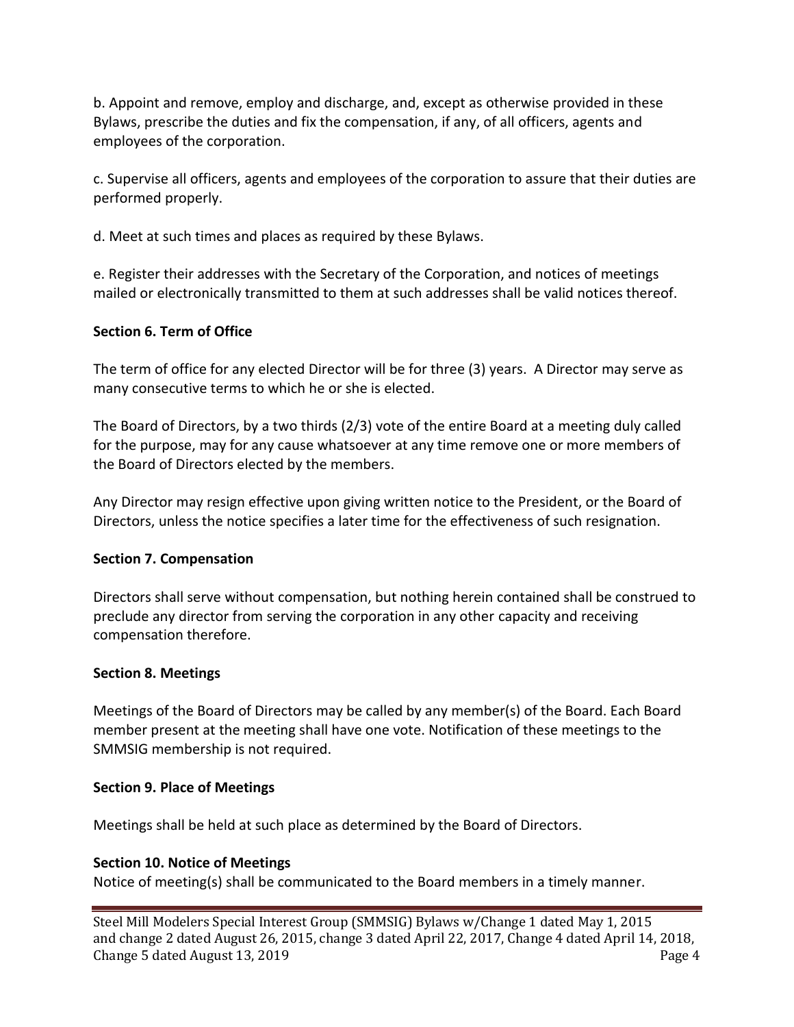b. Appoint and remove, employ and discharge, and, except as otherwise provided in these Bylaws, prescribe the duties and fix the compensation, if any, of all officers, agents and employees of the corporation.

c. Supervise all officers, agents and employees of the corporation to assure that their duties are performed properly.

d. Meet at such times and places as required by these Bylaws.

e. Register their addresses with the Secretary of the Corporation, and notices of meetings mailed or electronically transmitted to them at such addresses shall be valid notices thereof.

**Section 6. Term of Office**

The term of office for any elected Director will be for three (3) years. A Director may serve as many consecutive terms to which he or she is elected.

The Board of Directors, by a two thirds (2/3) vote of the entire Board at a meeting duly called for the purpose, may for any cause whatsoever at any time remove one or more members of the Board of Directors elected by the members.

Any Director may resign effective upon giving written notice to the President, or the Board of Directors, unless the notice specifies a later time for the effectiveness of such resignation.

**Section 7. Compensation**

Directors shall serve without compensation, but nothing herein contained shall be construed to preclude any director from serving the corporation in any other capacity and receiving compensation therefore.

**Section 8. Meetings**

Meetings of the Board of Directors may be called by any member(s) of the Board. Each Board member present at the meeting shall have one vote. Notification of these meetings to the SMMSIG membership is not required.

**Section 9. Place of Meetings**

Meetings shall be held at such place as determined by the Board of Directors.

**Section 10. Notice of Meetings**

Notice of meeting(s) shall be communicated to the Board members in a timely manner.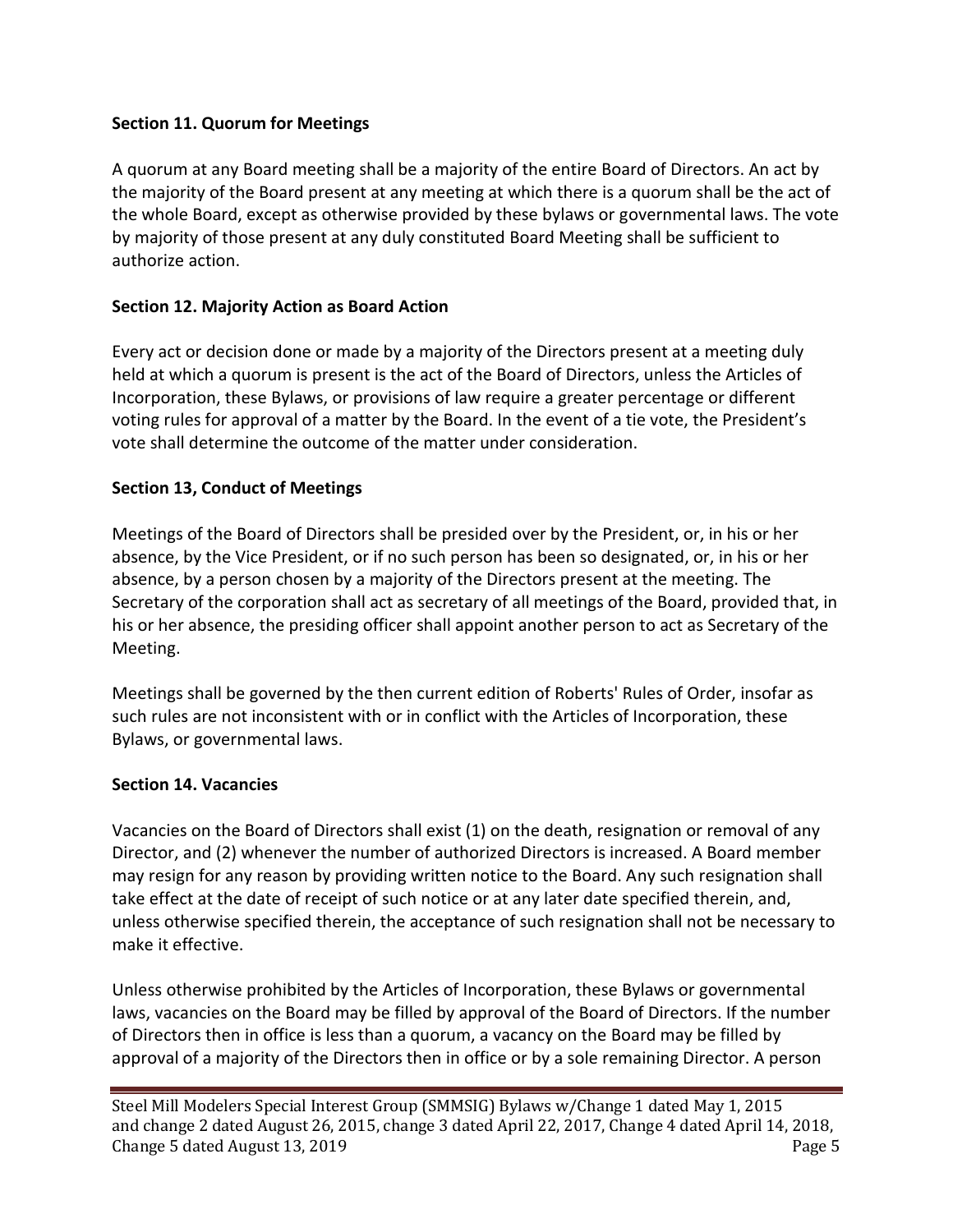**Section 11. Quorum for Meetings**

A quorum at any Board meeting shall be a majority of the entire Board of Directors. An act by the majority of the Board present at any meeting at which there is a quorum shall be the act of the whole Board, except as otherwise provided by these bylaws or governmental laws. The vote by majority of those present at any duly constituted Board Meeting shall be sufficient to authorize action.

**Section 12. Majority Action as Board Action**

Every act or decision done or made by a majority of the Directors present at a meeting duly held at which a quorum is present is the act of the Board of Directors, unless the Articles of Incorporation, these Bylaws, or provisions of law require a greater percentage or different voting rules for approval of a matter by the Board. In the event of a tie vote, the President's vote shall determine the outcome of the matter under consideration.

**Section 13, Conduct of Meetings**

Meetings of the Board of Directors shall be presided over by the President, or, in his or her absence, by the Vice President, or if no such person has been so designated, or, in his or her absence, by a person chosen by a majority of the Directors present at the meeting. The Secretary of the corporation shall act as secretary of all meetings of the Board, provided that, in his or her absence, the presiding officer shall appoint another person to act as Secretary of the Meeting.

Meetings shall be governed by the then current edition of Roberts' Rules of Order, insofar as such rules are not inconsistent with or in conflict with the Articles of Incorporation, these Bylaws, or governmental laws.

**Section 14. Vacancies**

Vacancies on the Board of Directors shall exist (1) on the death, resignation or removal of any Director, and (2) whenever the number of authorized Directors is increased. A Board member may resign for any reason by providing written notice to the Board. Any such resignation shall take effect at the date of receipt of such notice or at any later date specified therein, and, unless otherwise specified therein, the acceptance of such resignation shall not be necessary to make it effective.

Unless otherwise prohibited by the Articles of Incorporation, these Bylaws or governmental laws, vacancies on the Board may be filled by approval of the Board of Directors. If the number of Directors then in office is less than a quorum, a vacancy on the Board may be filled by approval of a majority of the Directors then in office or by a sole remaining Director. A person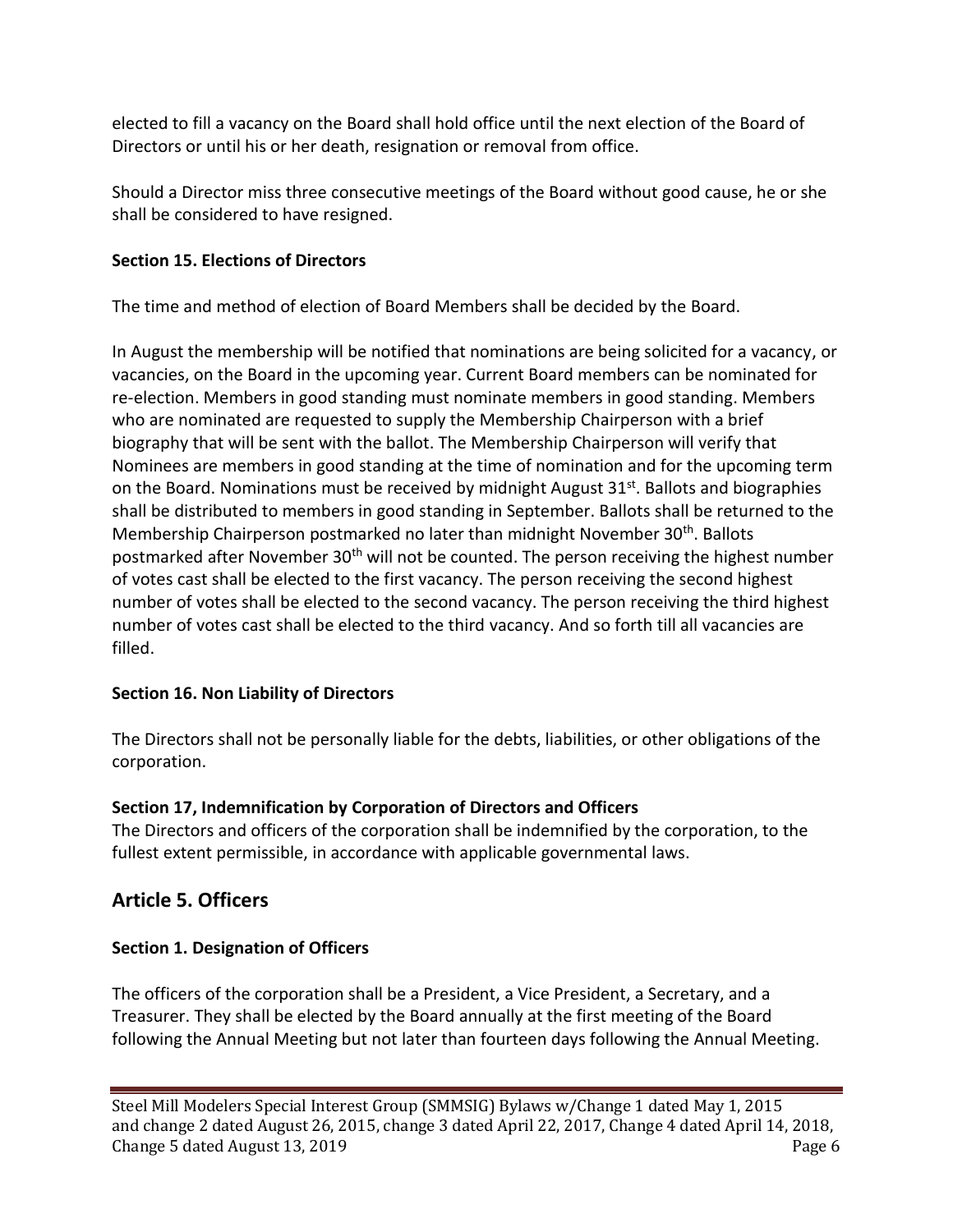elected to fill a vacancy on the Board shall hold office until the next election of the Board of Directors or until his or her death, resignation or removal from office.

Should a Director miss three consecutive meetings of the Board without good cause, he or she shall be considered to have resigned.

### Section 15. Elections of Directors

The time and method of election of Board Members shall be decided by the Board.

In August the membership will be notified that nominations are being solicited for a vacancy, or vacancies, on the Board in the upcoming year. Current Board members can be nominated for re-election. Members in good standing must nominate members in good standing. Members who are nominated are requested to supply the Membership Chairperson with a brief biography that will be sent with the ballot. The Membership Chairperson will verify that Nominees are members in good standing at the time of nomination and for the upcoming term on the Board. Nominations must be received by midnight August 31st. Ballots and biographies shall be distributed to members in good standing in September. Ballots shall be returned to the Membership Chairperson postmarked no later than midnight November 30th. Ballots postmarked after November 30th will not be counted. The person receiving the highest number of votes cast shall be elected to the first vacancy. The person receiving the second highest number of votes shall be elected to the second vacancy. The person receiving the third highest number of votes cast shall be elected to the third vacancy. And so forth till all vacancies are filled.

### Section 16. Non Liability of Directors

The Directors shall not be personally liable for the debts, liabilities, or other obligations of the corporation.

### Section 17, Indemnification by Corporation of Directors and Officers

The Directors and officers of the corporation shall be indemnified by the corporation, to the fullest extent permissible, in accordance with applicable governmental laws.

## Article 5. Officers

### Section 1. Designation of Officers

The officers of the corporation shall be a President, a Vice President, a Secretary, and a Treasurer. They shall be elected by the Board annually at the first meeting of the Board following the Annual Meeting but not later than fourteen days following the Annual Meeting.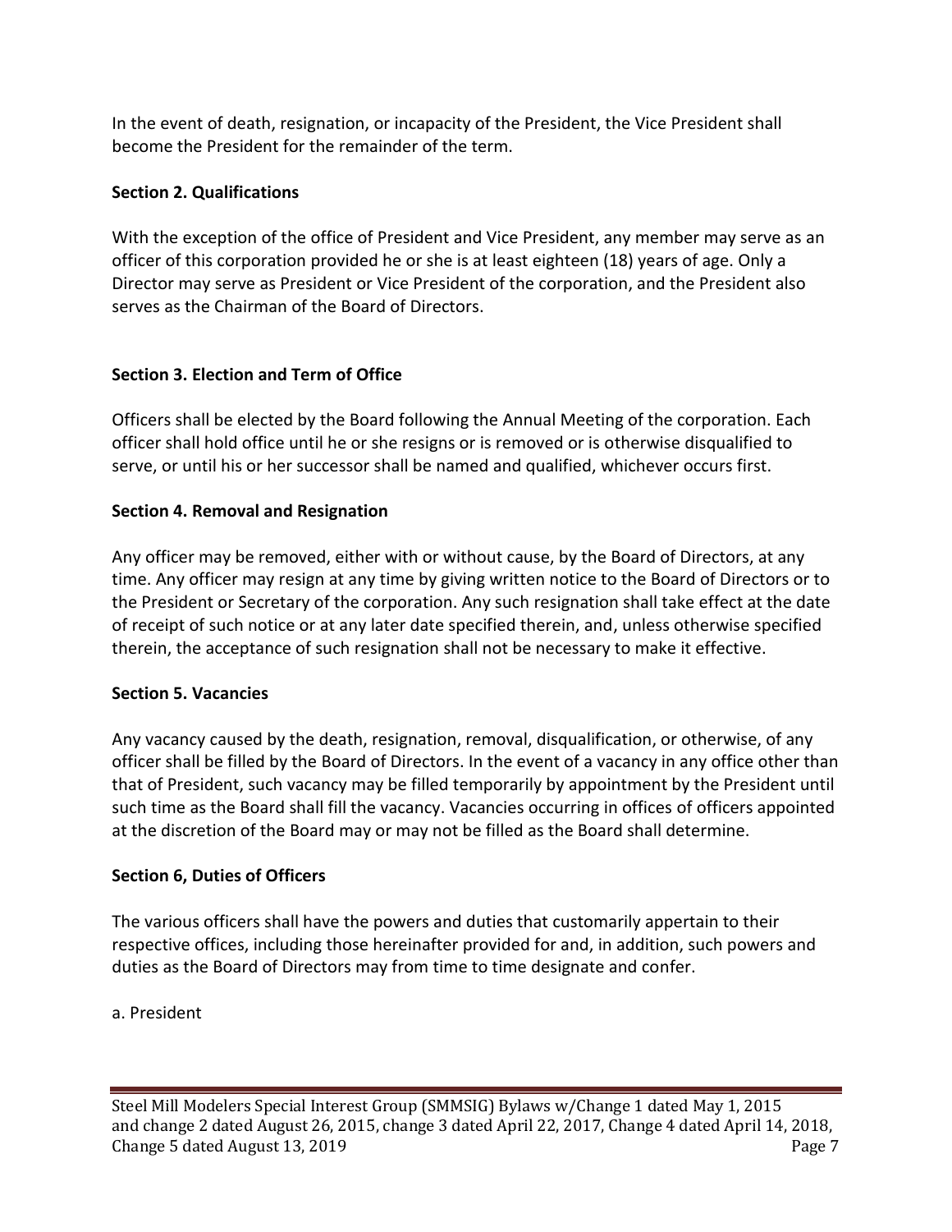In the event of death, resignation, or incapacity of the President, the Vice President shall become the President for the remainder of the term.

**Section 2. Qualifications**

With the exception of the office of President and Vice President, any member may serve as an officer of this corporation provided he or she is at least eighteen (18) years of age. Only a Director may serve as President or Vice President of the corporation, and the President also serves as the Chairman of the Board of Directors.

**Section 3. Election and Term of Office**

Officers shall be elected by the Board following the Annual Meeting of the corporation. Each officer shall hold office until he or she resigns or is removed or is otherwise disqualified to serve, or until his or her successor shall be named and qualified, whichever occurs first.

**Section 4. Removal and Resignation**

Any officer may be removed, either with or without cause, by the Board of Directors, at any time. Any officer may resign at any time by giving written notice to the Board of Directors or to the President or Secretary of the corporation. Any such resignation shall take effect at the date of receipt of such notice or at any later date specified therein, and, unless otherwise specified therein, the acceptance of such resignation shall not be necessary to make it effective.

**Section 5. Vacancies**

Any vacancy caused by the death, resignation, removal, disqualification, or otherwise, of any officer shall be filled by the Board of Directors. In the event of a vacancy in any office other than that of President, such vacancy may be filled temporarily by appointment by the President until such time as the Board shall fill the vacancy. Vacancies occurring in offices of officers appointed at the discretion of the Board may or may not be filled as the Board shall determine.

**Section 6, Duties of Officers**

The various officers shall have the powers and duties that customarily appertain to their respective offices, including those hereinafter provided for and, in addition, such powers and duties as the Board of Directors may from time to time designate and confer.

a. President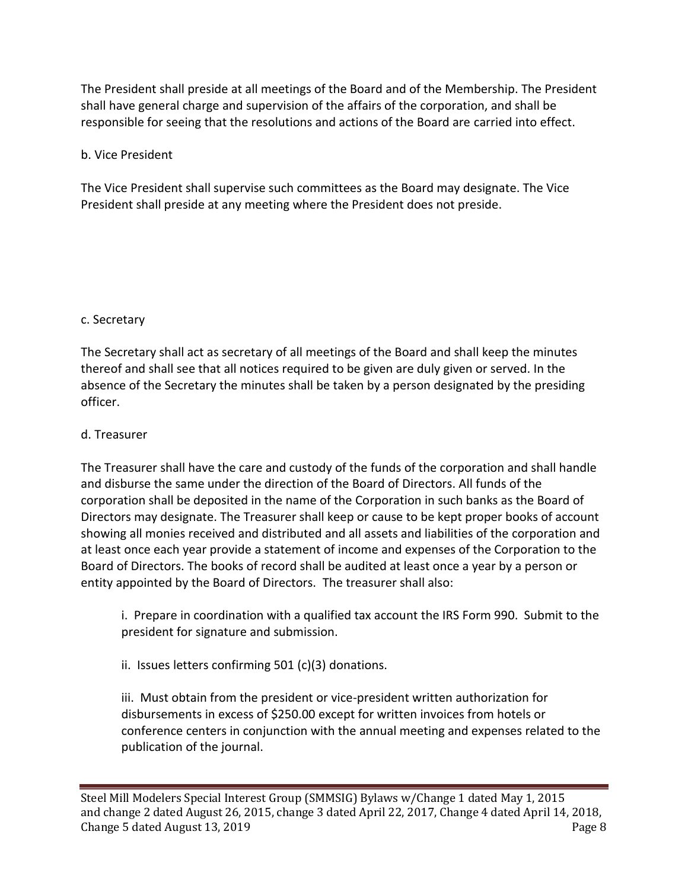The President shall preside at all meetings of the Board and of the Membership. The President shall have general charge and supervision of the affairs of the corporation, and shall be responsible for seeing that the resolutions and actions of the Board are carried into effect.

b. Vice President

The Vice President shall supervise such committees as the Board may designate. The Vice President shall preside at any meeting where the President does not preside.

c. Secretary

The Secretary shall act as secretary of all meetings of the Board and shall keep the minutes thereof and shall see that all notices required to be given are duly given or served. In the absence of the Secretary the minutes shall be taken by a person designated by the presiding officer.

d. Treasurer

The Treasurer shall have the care and custody of the funds of the corporation and shall handle and disburse the same under the direction of the Board of Directors. All funds of the corporation shall be deposited in the name of the Corporation in such banks as the Board of Directors may designate. The Treasurer shall keep or cause to be kept proper books of account showing all monies received and distributed and all assets and liabilities of the corporation and at least once each year provide a statement of income and expenses of the Corporation to the Board of Directors. The books of record shall be audited at least once a year by a person or entity appointed by the Board of Directors. The treasurer shall also:

i. Prepare in coordination with a qualified tax account the IRS Form 990. Submit to the president for signature and submission.

ii. Issues letters confirming 501 (c)(3) donations.

iii. Must obtain from the president or vice-president written authorization for disbursements in excess of $250.00 except for written invoices from hotels or conference centers in conjunction with the annual meeting and expenses related to the publication of the journal.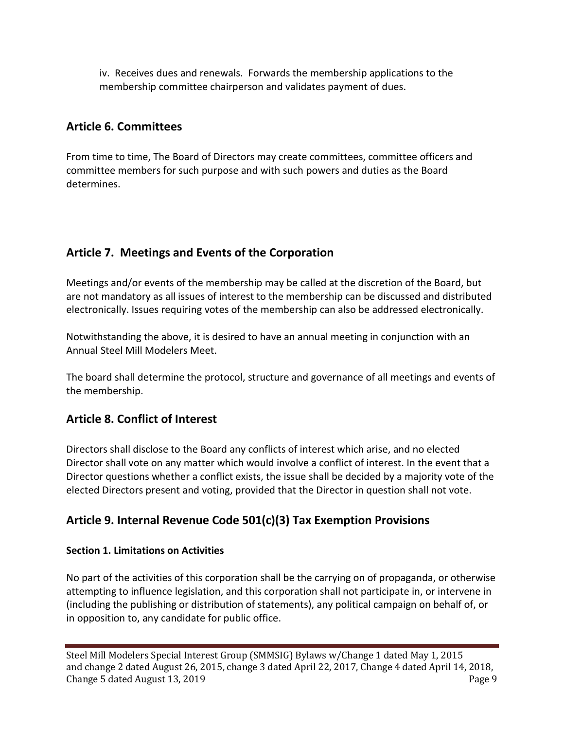iv. Receives dues and renewals. Forwards the membership applications to the membership committee chairperson and validates payment of dues.

## Article 6. Committees

From time to time, The Board of Directors may create committees, committee officers and committee members for such purpose and with such powers and duties as the Board determines.

## Article 7. Meetings and Events of the Corporation

Meetings and/or events of the membership may be called at the discretion of the Board, but are not mandatory as all issues of interest to the membership can be discussed and distributed electronically. Issues requiring votes of the membership can also be addressed electronically.

Notwithstanding the above, it is desired to have an annual meeting in conjunction with an Annual Steel Mill Modelers Meet.

The board shall determine the protocol, structure and governance of all meetings and events of the membership.

## Article 8. Conflict of Interest

Directors shall disclose to the Board any conflicts of interest which arise, and no elected Director shall vote on any matter which would involve a conflict of interest. In the event that a Director questions whether a conflict exists, the issue shall be decided by a majority vote of the elected Directors present and voting, provided that the Director in question shall not vote.

## Article 9. Internal Revenue Code 501(c)(3) Tax Exemption Provisions

### Section 1. Limitations on Activities

No part of the activities of this corporation shall be the carrying on of propaganda, or otherwise attempting to influence legislation, and this corporation shall not participate in, or intervene in (including the publishing or distribution of statements), any political campaign on behalf of, or in opposition to, any candidate for public office.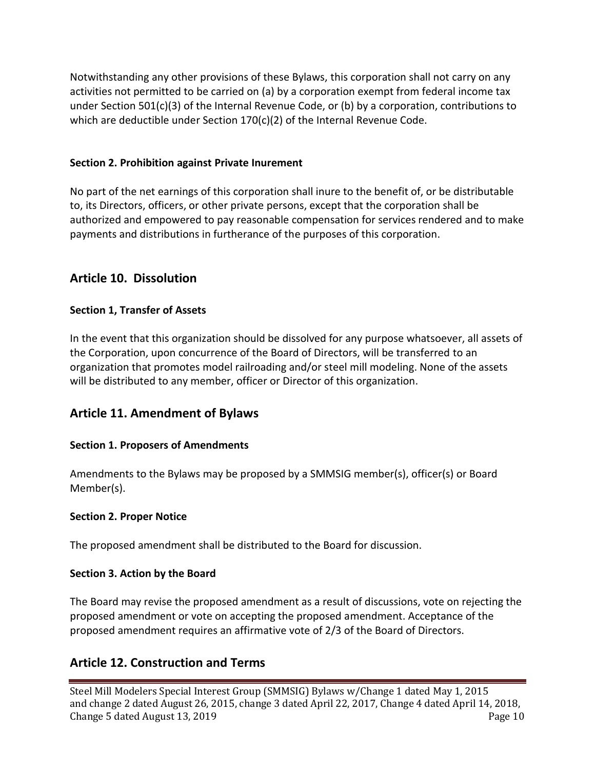Notwithstanding any other provisions of these Bylaws, this corporation shall not carry on any activities not permitted to be carried on (a) by a corporation exempt from federal income tax under Section 501(c)(3) of the Internal Revenue Code, or (b) by a corporation, contributions to which are deductible under Section 170(c)(2) of the Internal Revenue Code.

**Section 2. Prohibition against Private Inurement**

No part of the net earnings of this corporation shall inure to the benefit of, or be distributable to, its Directors, officers, or other private persons, except that the corporation shall be authorized and empowered to pay reasonable compensation for services rendered and to make payments and distributions in furtherance of the purposes of this corporation.

## Article 10. Dissolution

**Section 1, Transfer of Assets**

In the event that this organization should be dissolved for any purpose whatsoever, all assets of the Corporation, upon concurrence of the Board of Directors, will be transferred to an organization that promotes model railroading and/or steel mill modeling. None of the assets will be distributed to any member, officer or Director of this organization.

## Article 11. Amendment of Bylaws

**Section 1. Proposers of Amendments**

Amendments to the Bylaws may be proposed by a SMMSIG member(s), officer(s) or Board Member(s).

**Section 2. Proper Notice**

The proposed amendment shall be distributed to the Board for discussion.

**Section 3. Action by the Board**

The Board may revise the proposed amendment as a result of discussions, vote on rejecting the proposed amendment or vote on accepting the proposed amendment. Acceptance of the proposed amendment requires an affirmative vote of 2/3 of the Board of Directors.

## Article 12. Construction and Terms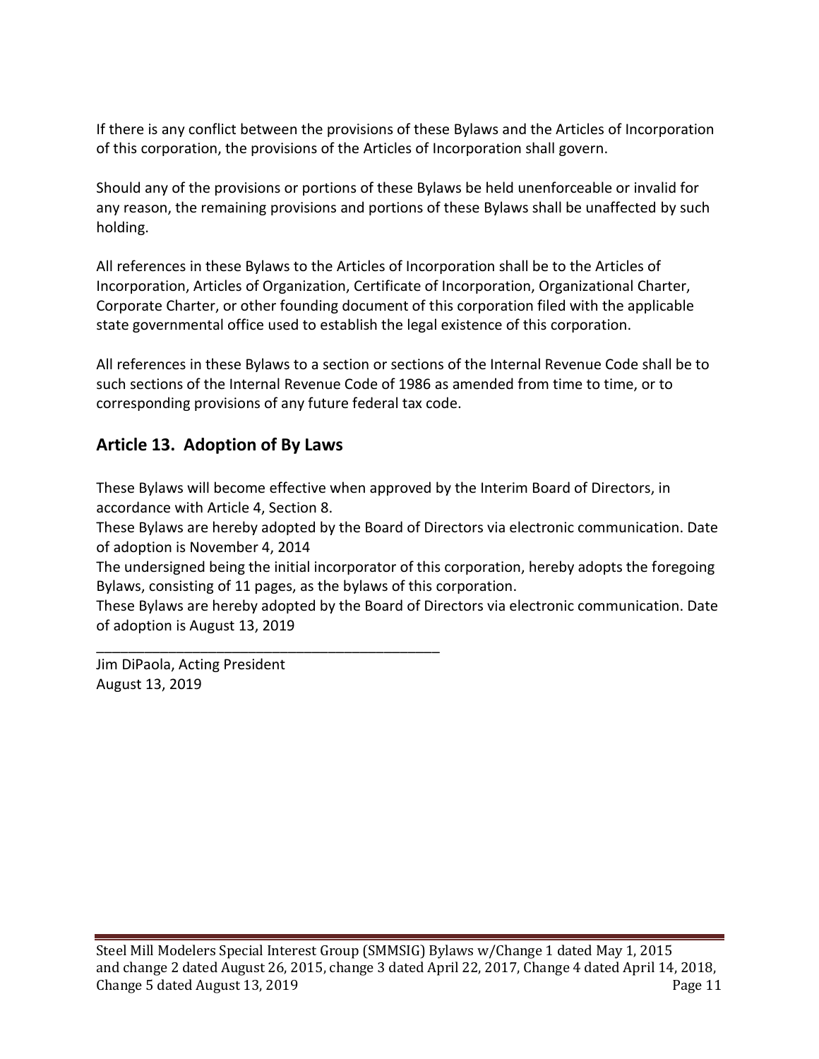If there is any conflict between the provisions of these Bylaws and the Articles of Incorporation of this corporation, the provisions of the Articles of Incorporation shall govern.

Should any of the provisions or portions of these Bylaws be held unenforceable or invalid for any reason, the remaining provisions and portions of these Bylaws shall be unaffected by such holding.

All references in these Bylaws to the Articles of Incorporation shall be to the Articles of Incorporation, Articles of Organization, Certificate of Incorporation, Organizational Charter, Corporate Charter, or other founding document of this corporation filed with the applicable state governmental office used to establish the legal existence of this corporation.

All references in these Bylaws to a section or sections of the Internal Revenue Code shall be to such sections of the Internal Revenue Code of 1986 as amended from time to time, or to corresponding provisions of any future federal tax code.

## Article 13. Adoption of By Laws

These Bylaws will become effective when approved by the Interim Board of Directors, in accordance with Article 4, Section 8.
These Bylaws are hereby adopted by the Board of Directors via electronic communication. Date of adoption is November 4, 2014
The undersigned being the initial incorporator of this corporation, hereby adopts the foregoing Bylaws, consisting of 11 pages, as the bylaws of this corporation.
These Bylaws are hereby adopted by the Board of Directors via electronic communication. Date of adoption is August 13, 2019

_____________________________________________
Jim DiPaola, Acting President
August 13, 2019